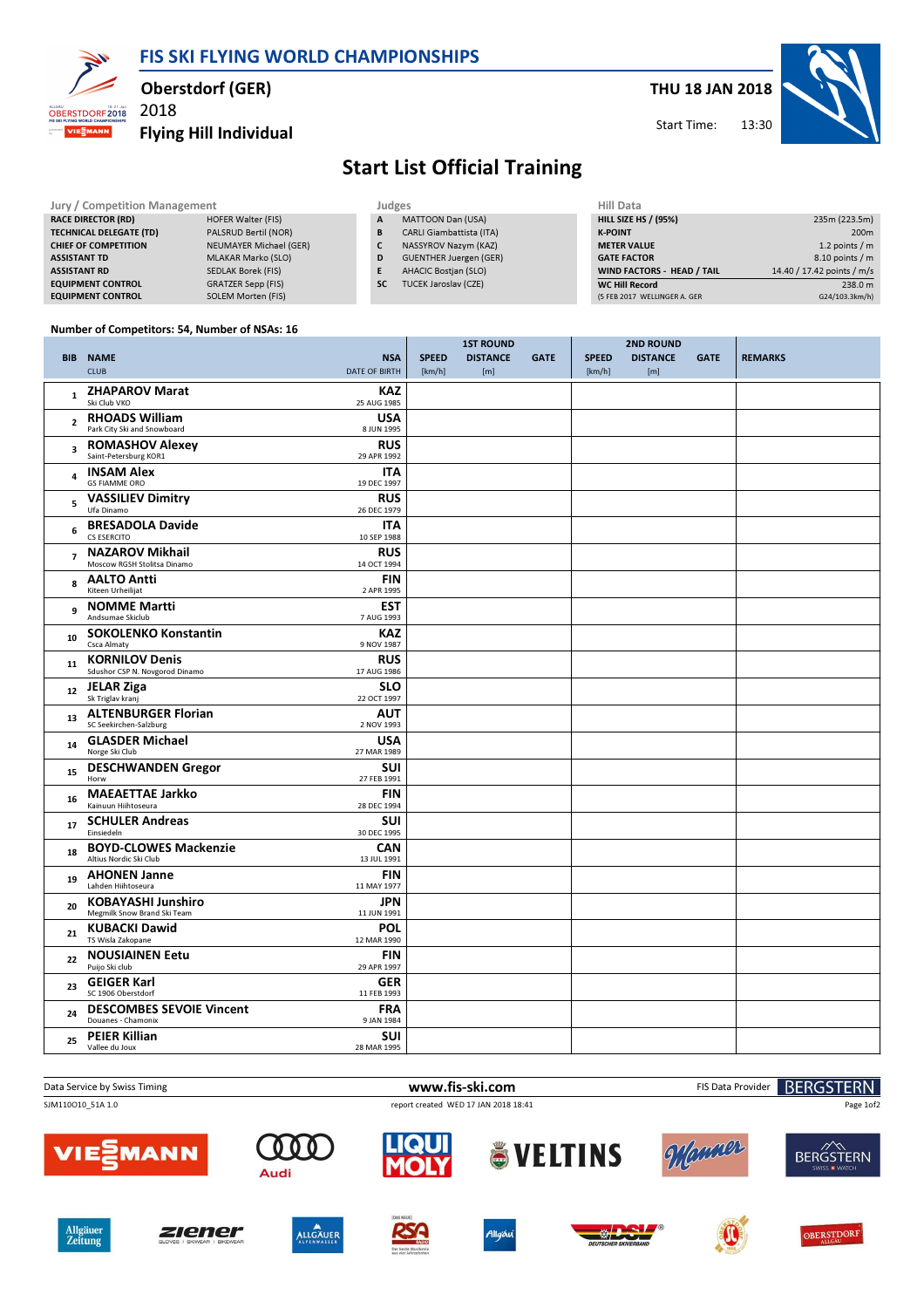# FIS SKI FLYING WORLD CHAMPIONSHIPS

**Oberstdorf (GER)**
2018
**Flying Hill Individual**

**THU 18 JAN 2018**
Start Time: 13:30

## Start List Official Training

| Jury / Competition Management | |
|---|---|
| RACE DIRECTOR (RD) | HOFER Walter (FIS) |
| TECHNICAL DELEGATE (TD) | PALSRUD Bertil (NOR) |
| CHIEF OF COMPETITION | NEUMAYER Michael (GER) |
| ASSISTANT TD | MLAKAR Marko (SLO) |
| ASSISTANT RD | SEDLAK Borek (FIS) |
| EQUIPMENT CONTROL | GRATZER Sepp (FIS) |
| EQUIPMENT CONTROL | SOLEM Morten (FIS) |

| Judges | |
|---|---|
| A | MATTOON Dan (USA) |
| B | CARLI Giambattista (ITA) |
| C | NASSYROV Nazym (KAZ) |
| D | GUENTHER Juergen (GER) |
| E | AHACIC Bostjan (SLO) |
| SC | TUCEK Jaroslav (CZE) |

| Hill Data | |
|---|---|
| HILL SIZE HS / (95%) | 235m (223.5m) |
| K-POINT | 200m |
| METER VALUE | 1.2 points / m |
| GATE FACTOR | 8.10 points / m |
| WIND FACTORS - HEAD / TAIL | 14.40 / 17.42 points / m/s |
| WC Hill Record | 238.0 m |
| (5 FEB 2017 WELLINGER A. GER | G24/103.3km/h) |

Number of Competitors: 54, Number of NSAs: 16

| BIB | NAME / CLUB | NSA / DATE OF BIRTH | 1ST ROUND SPEED [km/h] | 1ST ROUND DISTANCE [m] | 1ST ROUND GATE | 2ND ROUND SPEED [km/h] | 2ND ROUND DISTANCE [m] | 2ND ROUND GATE | REMARKS |
|---|---|---|---|---|---|---|---|---|---|
| 1 | **ZHAPAROV Marat** Ski Club VKO | **KAZ** 25 AUG 1985 | | | | | | | |
| 2 | **RHOADS William** Park City Ski and Snowboard | **USA** 8 JUN 1995 | | | | | | | |
| 3 | **ROMASHOV Alexey** Saint-Petersburg KOR1 | **RUS** 29 APR 1992 | | | | | | | |
| 4 | **INSAM Alex** GS FIAMME ORO | **ITA** 19 DEC 1997 | | | | | | | |
| 5 | **VASSILIEV Dimitry** Ufa Dinamo | **RUS** 26 DEC 1979 | | | | | | | |
| 6 | **BRESADOLA Davide** CS ESERCITO | **ITA** 10 SEP 1988 | | | | | | | |
| 7 | **NAZAROV Mikhail** Moscow RGSH Stolitsa Dinamo | **RUS** 14 OCT 1994 | | | | | | | |
| 8 | **AALTO Antti** Kiteen Urheilijat | **FIN** 2 APR 1995 | | | | | | | |
| 9 | **NOMME Martti** Andsumae Skiclub | **EST** 7 AUG 1993 | | | | | | | |
| 10 | **SOKOLENKO Konstantin** Csca Almaty | **KAZ** 9 NOV 1987 | | | | | | | |
| 11 | **KORNILOV Denis** Sdushor CSP N. Novgorod Dinamo | **RUS** 17 AUG 1986 | | | | | | | |
| 12 | **JELAR Ziga** Sk Triglav kranj | **SLO** 22 OCT 1997 | | | | | | | |
| 13 | **ALTENBURGER Florian** SC Seekirchen-Salzburg | **AUT** 2 NOV 1993 | | | | | | | |
| 14 | **GLASDER Michael** Norge Ski Club | **USA** 27 MAR 1989 | | | | | | | |
| 15 | **DESCHWANDEN Gregor** Horw | **SUI** 27 FEB 1991 | | | | | | | |
| 16 | **MAEAETTAE Jarkko** Kainuun Hiihtoseura | **FIN** 28 DEC 1994 | | | | | | | |
| 17 | **SCHULER Andreas** Einsiedeln | **SUI** 30 DEC 1995 | | | | | | | |
| 18 | **BOYD-CLOWES Mackenzie** Altius Nordic Ski Club | **CAN** 13 JUL 1991 | | | | | | | |
| 19 | **AHONEN Janne** Lahden Hiihtoseura | **FIN** 11 MAY 1977 | | | | | | | |
| 20 | **KOBAYASHI Junshiro** Megmilk Snow Brand Ski Team | **JPN** 11 JUN 1991 | | | | | | | |
| 21 | **KUBACKI Dawid** TS Wisla Zakopane | **POL** 12 MAR 1990 | | | | | | | |
| 22 | **NOUSIAINEN Eetu** Puijo Ski club | **FIN** 29 APR 1997 | | | | | | | |
| 23 | **GEIGER Karl** SC 1906 Oberstdorf | **GER** 11 FEB 1993 | | | | | | | |
| 24 | **DESCOMBES SEVOIE Vincent** Douanes - Chamonix | **FRA** 9 JAN 1984 | | | | | | | |
| 25 | **PEIER Killian** Vallee du Joux | **SUI** 28 MAR 1995 | | | | | | | |

Data Service by Swiss Timing — www.fis-ski.com — FIS Data Provider BERGSTERN

SJM110O10_51A 1.0 — report created WED 17 JAN 2018 18:41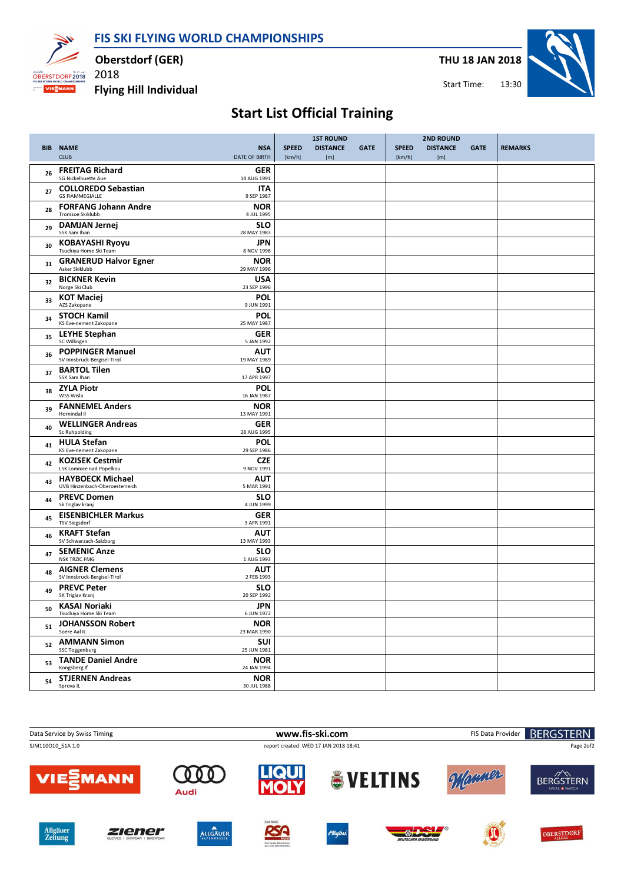# FIS SKI FLYING WORLD CHAMPIONSHIPS

**Oberstdorf (GER)**
2018
**Flying Hill Individual**

**THU 18 JAN 2018**
Start Time: 13:30

## Start List Official Training

| BIB | NAME<br>CLUB | NSA<br>DATE OF BIRTH | 1ST ROUND SPEED [km/h] | 1ST ROUND DISTANCE [m] | 1ST ROUND GATE | 2ND ROUND SPEED [km/h] | 2ND ROUND DISTANCE [m] | 2ND ROUND GATE | REMARKS |
|---|---|---|---|---|---|---|---|---|---|
| 26 | **FREITAG Richard**<br>SG Nickelhuette Aue | **GER**<br>14 AUG 1991 | | | | | | | |
| 27 | **COLLOREDO Sebastian**<br>GS FIAMMEGIALLE | **ITA**<br>9 SEP 1987 | | | | | | | |
| 28 | **FORFANG Johann Andre**<br>Tromsoe Skiklubb | **NOR**<br>4 JUL 1995 | | | | | | | |
| 29 | **DAMJAN Jernej**<br>SSK Sam Ihan | **SLO**<br>28 MAY 1983 | | | | | | | |
| 30 | **KOBAYASHI Ryoyu**<br>Tsuchiya Home Ski Team | **JPN**<br>8 NOV 1996 | | | | | | | |
| 31 | **GRANERUD Halvor Egner**<br>Asker Skiklubb | **NOR**<br>29 MAY 1996 | | | | | | | |
| 32 | **BICKNER Kevin**<br>Norge Ski Club | **USA**<br>23 SEP 1996 | | | | | | | |
| 33 | **KOT Maciej**<br>AZS Zakopane | **POL**<br>9 JUN 1991 | | | | | | | |
| 34 | **STOCH Kamil**<br>KS Eve-nement Zakopane | **POL**<br>25 MAY 1987 | | | | | | | |
| 35 | **LEYHE Stephan**<br>SC Willingen | **GER**<br>5 JAN 1992 | | | | | | | |
| 36 | **POPPINGER Manuel**<br>SV Innsbruck-Bergisel-Tirol | **AUT**<br>19 MAY 1989 | | | | | | | |
| 37 | **BARTOL Tilen**<br>SSK Sam Ihan | **SLO**<br>17 APR 1997 | | | | | | | |
| 38 | **ZYLA Piotr**<br>WSS Wisla | **POL**<br>16 JAN 1987 | | | | | | | |
| 39 | **FANNEMEL Anders**<br>Hornindal Il | **NOR**<br>13 MAY 1991 | | | | | | | |
| 40 | **WELLINGER Andreas**<br>Sc Ruhpolding | **GER**<br>28 AUG 1995 | | | | | | | |
| 41 | **HULA Stefan**<br>KS Eve-nement Zakopane | **POL**<br>29 SEP 1986 | | | | | | | |
| 42 | **KOZISEK Cestmir**<br>LSK Lomnice nad Popelkou | **CZE**<br>9 NOV 1991 | | | | | | | |
| 43 | **HAYBOECK Michael**<br>UVB Hinzenbach-Oberoesterreich | **AUT**<br>5 MAR 1991 | | | | | | | |
| 44 | **PREVC Domen**<br>Sk Triglav kranj | **SLO**<br>4 JUN 1999 | | | | | | | |
| 45 | **EISENBICHLER Markus**<br>TSV Siegsdorf | **GER**<br>3 APR 1991 | | | | | | | |
| 46 | **KRAFT Stefan**<br>SV Schwarzach-Salzburg | **AUT**<br>13 MAY 1993 | | | | | | | |
| 47 | **SEMENIC Anze**<br>NSK TRZIC FMG | **SLO**<br>1 AUG 1993 | | | | | | | |
| 48 | **AIGNER Clemens**<br>SV Innsbruck-Bergisel-Tirol | **AUT**<br>2 FEB 1993 | | | | | | | |
| 49 | **PREVC Peter**<br>SK Triglav Kranj | **SLO**<br>20 SEP 1992 | | | | | | | |
| 50 | **KASAI Noriaki**<br>Tsuchiya Home Ski Team | **JPN**<br>6 JUN 1972 | | | | | | | |
| 51 | **JOHANSSON Robert**<br>Soere Aal IL | **NOR**<br>23 MAR 1990 | | | | | | | |
| 52 | **AMMANN Simon**<br>SSC Toggenburg | **SUI**<br>25 JUN 1981 | | | | | | | |
| 53 | **TANDE Daniel Andre**<br>Kongsberg If | **NOR**<br>24 JAN 1994 | | | | | | | |
| 54 | **STJERNEN Andreas**<br>Sprova IL | **NOR**<br>30 JUL 1988 | | | | | | | |

Data Service by Swiss Timing — www.fis-ski.com — FIS Data Provider BERGSTERN

SJM110O10_51A 1.0 — report created WED 17 JAN 2018 18:41